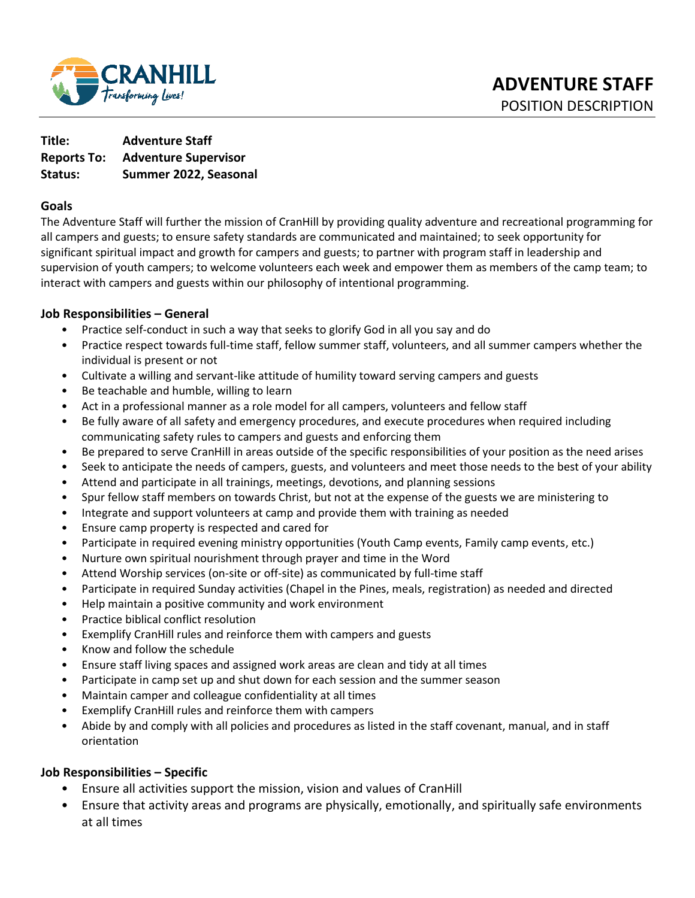CRANHILL
*Transforming Lives!*

# ADVENTURE STAFF
POSITION DESCRIPTION

**Title:** **Adventure Staff**
**Reports To:** **Adventure Supervisor**
**Status:** **Summer 2022, Seasonal**

## Goals

The Adventure Staff will further the mission of CranHill by providing quality adventure and recreational programming for all campers and guests; to ensure safety standards are communicated and maintained; to seek opportunity for significant spiritual impact and growth for campers and guests; to partner with program staff in leadership and supervision of youth campers; to welcome volunteers each week and empower them as members of the camp team; to interact with campers and guests within our philosophy of intentional programming.

## Job Responsibilities – General

- Practice self-conduct in such a way that seeks to glorify God in all you say and do
- Practice respect towards full-time staff, fellow summer staff, volunteers, and all summer campers whether the individual is present or not
- Cultivate a willing and servant-like attitude of humility toward serving campers and guests
- Be teachable and humble, willing to learn
- Act in a professional manner as a role model for all campers, volunteers and fellow staff
- Be fully aware of all safety and emergency procedures, and execute procedures when required including communicating safety rules to campers and guests and enforcing them
- Be prepared to serve CranHill in areas outside of the specific responsibilities of your position as the need arises
- Seek to anticipate the needs of campers, guests, and volunteers and meet those needs to the best of your ability
- Attend and participate in all trainings, meetings, devotions, and planning sessions
- Spur fellow staff members on towards Christ, but not at the expense of the guests we are ministering to
- Integrate and support volunteers at camp and provide them with training as needed
- Ensure camp property is respected and cared for
- Participate in required evening ministry opportunities (Youth Camp events, Family camp events, etc.)
- Nurture own spiritual nourishment through prayer and time in the Word
- Attend Worship services (on-site or off-site) as communicated by full-time staff
- Participate in required Sunday activities (Chapel in the Pines, meals, registration) as needed and directed
- Help maintain a positive community and work environment
- Practice biblical conflict resolution
- Exemplify CranHill rules and reinforce them with campers and guests
- Know and follow the schedule
- Ensure staff living spaces and assigned work areas are clean and tidy at all times
- Participate in camp set up and shut down for each session and the summer season
- Maintain camper and colleague confidentiality at all times
- Exemplify CranHill rules and reinforce them with campers
- Abide by and comply with all policies and procedures as listed in the staff covenant, manual, and in staff orientation

## Job Responsibilities – Specific

- Ensure all activities support the mission, vision and values of CranHill
- Ensure that activity areas and programs are physically, emotionally, and spiritually safe environments at all times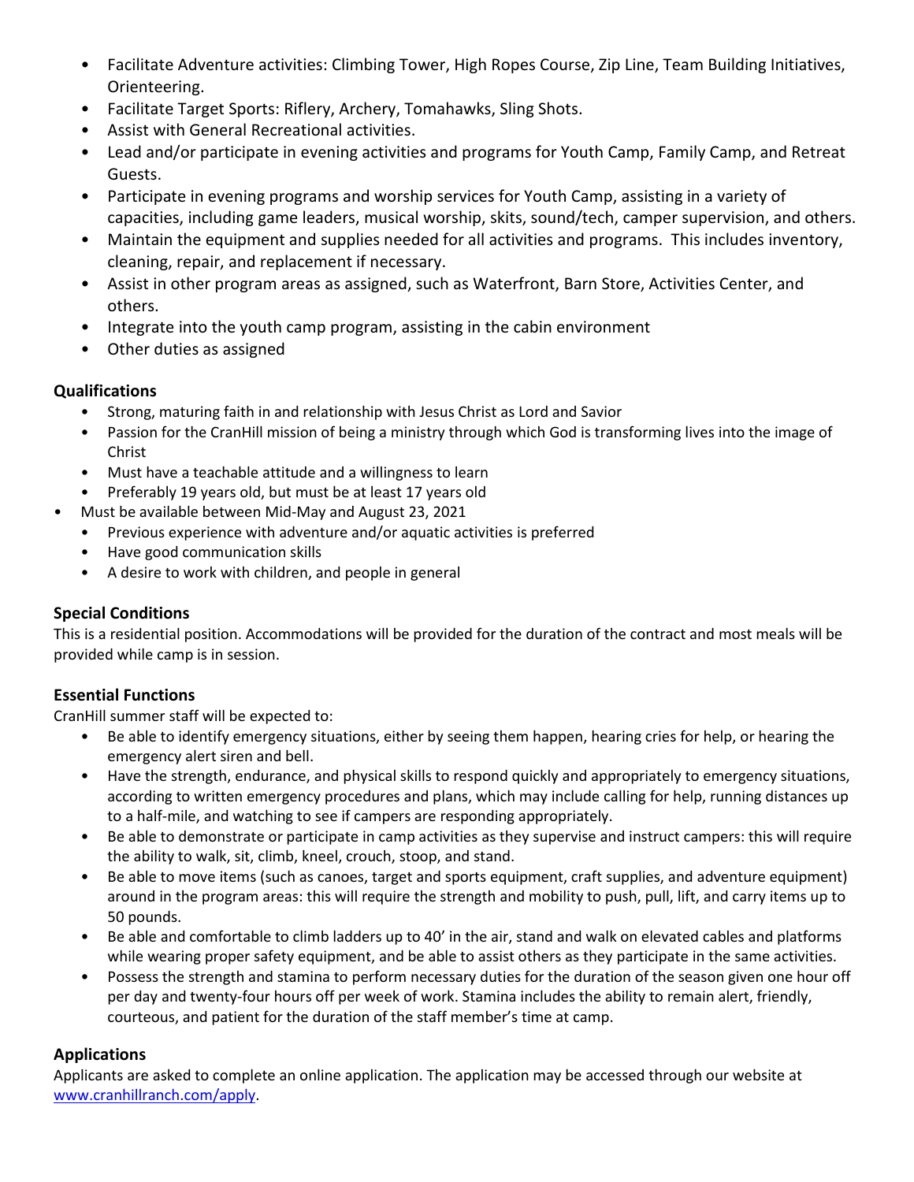- Facilitate Adventure activities: Climbing Tower, High Ropes Course, Zip Line, Team Building Initiatives, Orienteering.
- Facilitate Target Sports: Riflery, Archery, Tomahawks, Sling Shots.
- Assist with General Recreational activities.
- Lead and/or participate in evening activities and programs for Youth Camp, Family Camp, and Retreat Guests.
- Participate in evening programs and worship services for Youth Camp, assisting in a variety of capacities, including game leaders, musical worship, skits, sound/tech, camper supervision, and others.
- Maintain the equipment and supplies needed for all activities and programs. This includes inventory, cleaning, repair, and replacement if necessary.
- Assist in other program areas as assigned, such as Waterfront, Barn Store, Activities Center, and others.
- Integrate into the youth camp program, assisting in the cabin environment
- Other duties as assigned

### Qualifications

- Strong, maturing faith in and relationship with Jesus Christ as Lord and Savior
- Passion for the CranHill mission of being a ministry through which God is transforming lives into the image of Christ
- Must have a teachable attitude and a willingness to learn
- Preferably 19 years old, but must be at least 17 years old
- Must be available between Mid-May and August 23, 2021
- Previous experience with adventure and/or aquatic activities is preferred
- Have good communication skills
- A desire to work with children, and people in general

### Special Conditions

This is a residential position. Accommodations will be provided for the duration of the contract and most meals will be provided while camp is in session.

### Essential Functions

CranHill summer staff will be expected to:

- Be able to identify emergency situations, either by seeing them happen, hearing cries for help, or hearing the emergency alert siren and bell.
- Have the strength, endurance, and physical skills to respond quickly and appropriately to emergency situations, according to written emergency procedures and plans, which may include calling for help, running distances up to a half-mile, and watching to see if campers are responding appropriately.
- Be able to demonstrate or participate in camp activities as they supervise and instruct campers: this will require the ability to walk, sit, climb, kneel, crouch, stoop, and stand.
- Be able to move items (such as canoes, target and sports equipment, craft supplies, and adventure equipment) around in the program areas: this will require the strength and mobility to push, pull, lift, and carry items up to 50 pounds.
- Be able and comfortable to climb ladders up to 40' in the air, stand and walk on elevated cables and platforms while wearing proper safety equipment, and be able to assist others as they participate in the same activities.
- Possess the strength and stamina to perform necessary duties for the duration of the season given one hour off per day and twenty-four hours off per week of work. Stamina includes the ability to remain alert, friendly, courteous, and patient for the duration of the staff member's time at camp.

### Applications

Applicants are asked to complete an online application. The application may be accessed through our website at www.cranhillranch.com/apply.